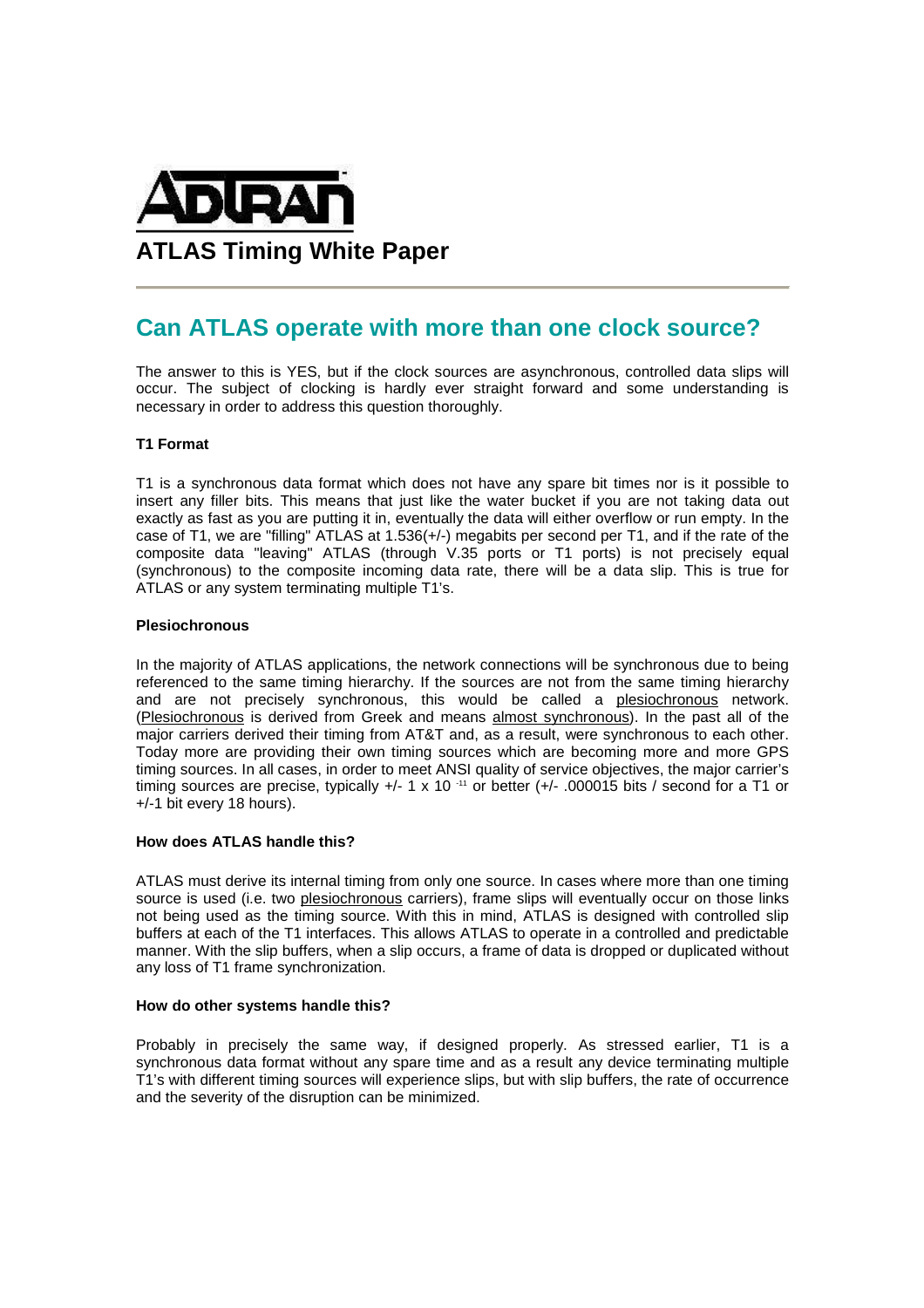ADTRAN

# ATLAS Timing White Paper

## Can ATLAS operate with more than one clock source?

The answer to this is YES, but if the clock sources are asynchronous, controlled data slips will occur. The subject of clocking is hardly ever straight forward and some understanding is necessary in order to address this question thoroughly.

**T1 Format**

T1 is a synchronous data format which does not have any spare bit times nor is it possible to insert any filler bits. This means that just like the water bucket if you are not taking data out exactly as fast as you are putting it in, eventually the data will either overflow or run empty. In the case of T1, we are "filling" ATLAS at 1.536(+/-) megabits per second per T1, and if the rate of the composite data "leaving" ATLAS (through V.35 ports or T1 ports) is not precisely equal (synchronous) to the composite incoming data rate, there will be a data slip. This is true for ATLAS or any system terminating multiple T1's.

**Plesiochronous**

In the majority of ATLAS applications, the network connections will be synchronous due to being referenced to the same timing hierarchy. If the sources are not from the same timing hierarchy and are not precisely synchronous, this would be called a plesiochronous network. (Plesiochronous is derived from Greek and means almost synchronous). In the past all of the major carriers derived their timing from AT&T and, as a result, were synchronous to each other. Today more are providing their own timing sources which are becoming more and more GPS timing sources. In all cases, in order to meet ANSI quality of service objectives, the major carrier's timing sources are precise, typically +/- $1 \times 10^{-11}$ or better (+/- .000015 bits / second for a T1 or +/-1 bit every 18 hours).

**How does ATLAS handle this?**

ATLAS must derive its internal timing from only one source. In cases where more than one timing source is used (i.e. two plesiochronous carriers), frame slips will eventually occur on those links not being used as the timing source. With this in mind, ATLAS is designed with controlled slip buffers at each of the T1 interfaces. This allows ATLAS to operate in a controlled and predictable manner. With the slip buffers, when a slip occurs, a frame of data is dropped or duplicated without any loss of T1 frame synchronization.

**How do other systems handle this?**

Probably in precisely the same way, if designed properly. As stressed earlier, T1 is a synchronous data format without any spare time and as a result any device terminating multiple T1's with different timing sources will experience slips, but with slip buffers, the rate of occurrence and the severity of the disruption can be minimized.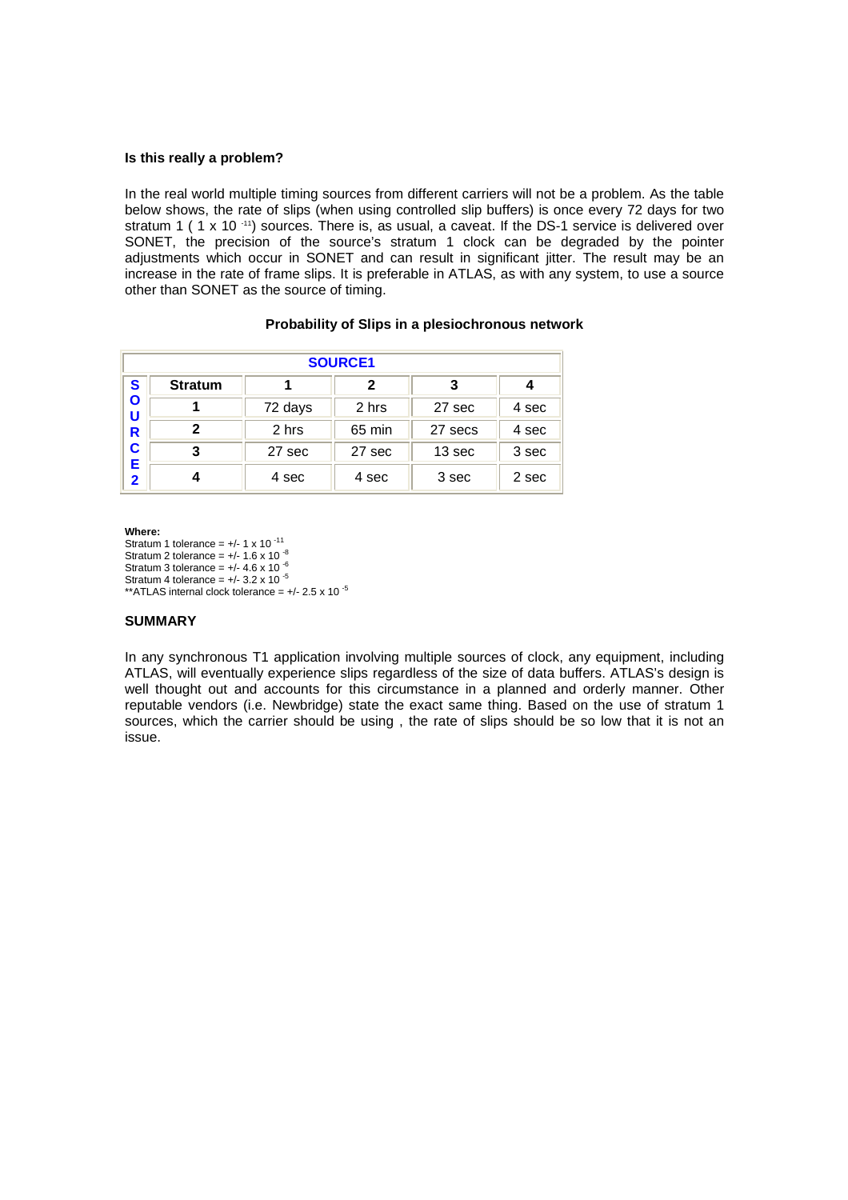### Is this really a problem?

In the real world multiple timing sources from different carriers will not be a problem. As the table below shows, the rate of slips (when using controlled slip buffers) is once every 72 days for two stratum 1 ( $1 \times 10^{-11}$) sources. There is, as usual, a caveat. If the DS-1 service is delivered over SONET, the precision of the source's stratum 1 clock can be degraded by the pointer adjustments which occur in SONET and can result in significant jitter. The result may be an increase in the rate of frame slips. It is preferable in ATLAS, as with any system, to use a source other than SONET as the source of timing.

**Probability of Slips in a plesiochronous network**

| | | SOURCE1 | | | |
|---|---|---|---|---|---|
| SOURCE 2 | **Stratum** | **1** | **2** | **3** | **4** |
| | **1** | 72 days | 2 hrs | 27 sec | 4 sec |
| | **2** | 2 hrs | 65 min | 27 secs | 4 sec |
| | **3** | 27 sec | 27 sec | 13 sec | 3 sec |
| | **4** | 4 sec | 4 sec | 3 sec | 2 sec |

**Where:**
Stratum 1 tolerance = +/- $1 \times 10^{-11}$
Stratum 2 tolerance = +/- $1.6 \times 10^{-8}$
Stratum 3 tolerance = +/- $4.6 \times 10^{-6}$
Stratum 4 tolerance = +/- $3.2 \times 10^{-5}$
**ATLAS internal clock tolerance = +/- $2.5 \times 10^{-5}$

### SUMMARY

In any synchronous T1 application involving multiple sources of clock, any equipment, including ATLAS, will eventually experience slips regardless of the size of data buffers. ATLAS's design is well thought out and accounts for this circumstance in a planned and orderly manner. Other reputable vendors (i.e. Newbridge) state the exact same thing. Based on the use of stratum 1 sources, which the carrier should be using , the rate of slips should be so low that it is not an issue.